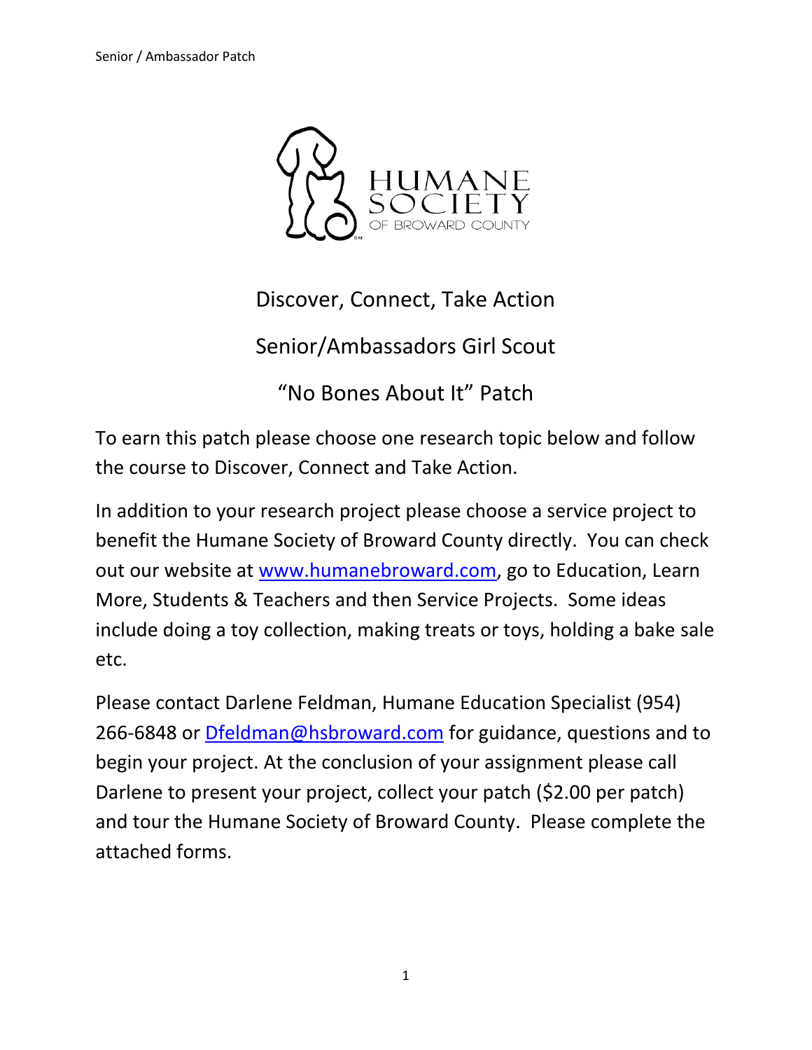HUMANE SOCIETY OF BROWARD COUNTY

# Discover, Connect, Take Action

## Senior/Ambassadors Girl Scout

## "No Bones About It" Patch

To earn this patch please choose one research topic below and follow the course to Discover, Connect and Take Action.

In addition to your research project please choose a service project to benefit the Humane Society of Broward County directly. You can check out our website at [www.humanebroward.com](http://www.humanebroward.com), go to Education, Learn More, Students & Teachers and then Service Projects. Some ideas include doing a toy collection, making treats or toys, holding a bake sale etc.

Please contact Darlene Feldman, Humane Education Specialist (954) 266-6848 or [Dfeldman@hsbroward.com](mailto:Dfeldman@hsbroward.com) for guidance, questions and to begin your project. At the conclusion of your assignment please call Darlene to present your project, collect your patch ($2.00 per patch) and tour the Humane Society of Broward County. Please complete the attached forms.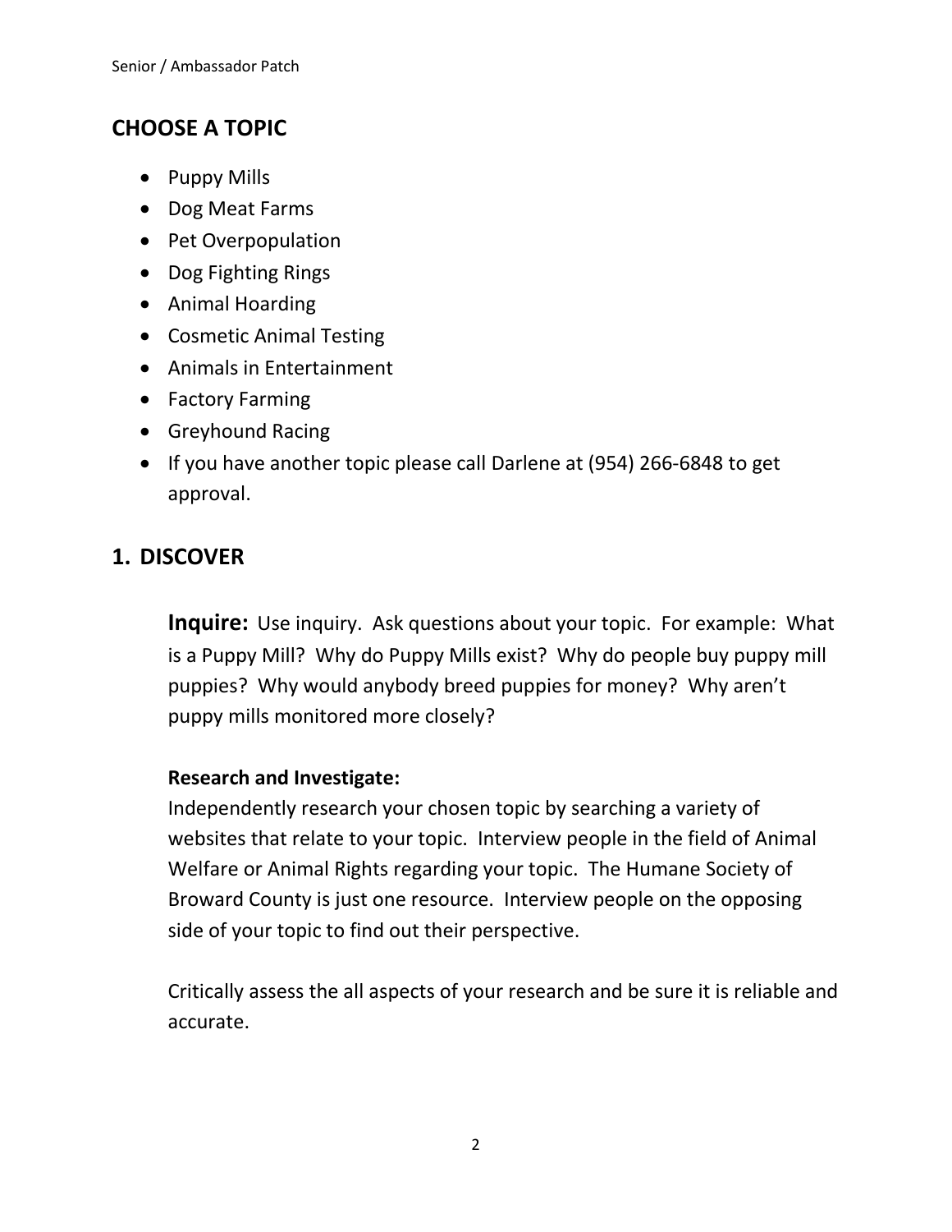## CHOOSE A TOPIC

- Puppy Mills
- Dog Meat Farms
- Pet Overpopulation
- Dog Fighting Rings
- Animal Hoarding
- Cosmetic Animal Testing
- Animals in Entertainment
- Factory Farming
- Greyhound Racing
- If you have another topic please call Darlene at (954) 266-6848 to get approval.

## 1. DISCOVER

**Inquire:** Use inquiry. Ask questions about your topic. For example: What is a Puppy Mill? Why do Puppy Mills exist? Why do people buy puppy mill puppies? Why would anybody breed puppies for money? Why aren't puppy mills monitored more closely?

**Research and Investigate:**
Independently research your chosen topic by searching a variety of websites that relate to your topic. Interview people in the field of Animal Welfare or Animal Rights regarding your topic. The Humane Society of Broward County is just one resource. Interview people on the opposing side of your topic to find out their perspective.

Critically assess the all aspects of your research and be sure it is reliable and accurate.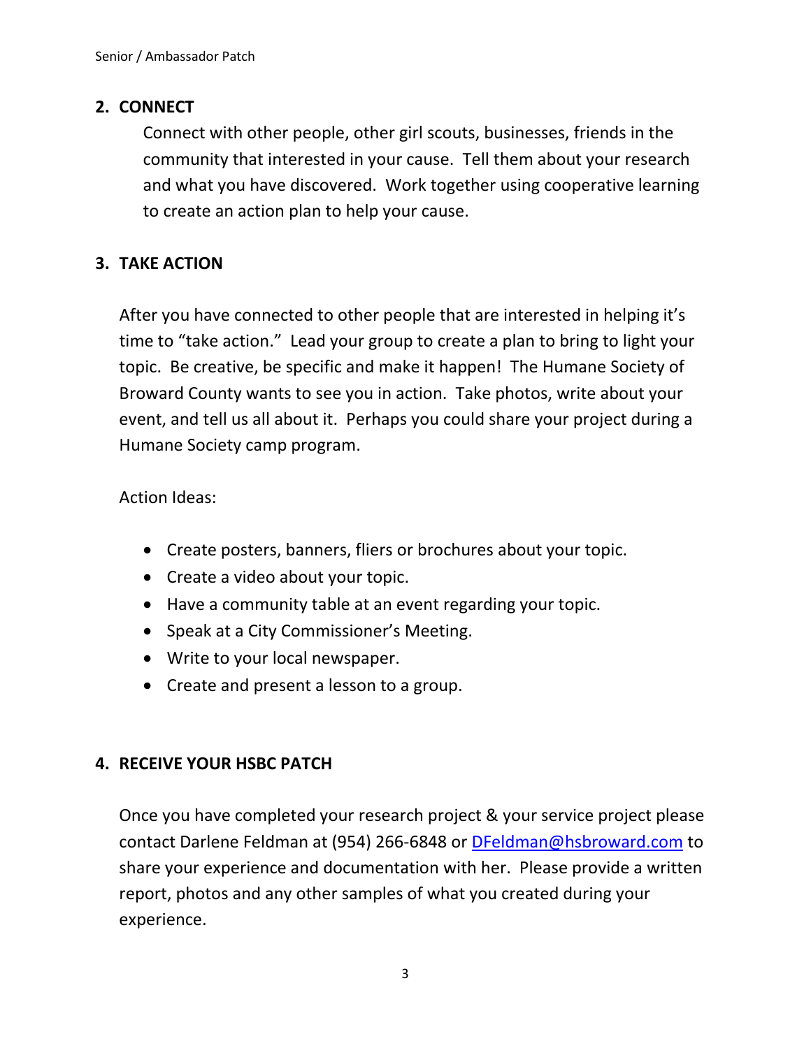## 2. CONNECT

Connect with other people, other girl scouts, businesses, friends in the community that interested in your cause. Tell them about your research and what you have discovered. Work together using cooperative learning to create an action plan to help your cause.

## 3. TAKE ACTION

After you have connected to other people that are interested in helping it's time to "take action." Lead your group to create a plan to bring to light your topic. Be creative, be specific and make it happen! The Humane Society of Broward County wants to see you in action. Take photos, write about your event, and tell us all about it. Perhaps you could share your project during a Humane Society camp program.

Action Ideas:

- Create posters, banners, fliers or brochures about your topic.
- Create a video about your topic.
- Have a community table at an event regarding your topic.
- Speak at a City Commissioner's Meeting.
- Write to your local newspaper.
- Create and present a lesson to a group.

## 4. RECEIVE YOUR HSBC PATCH

Once you have completed your research project & your service project please contact Darlene Feldman at (954) 266-6848 or [DFeldman@hsbroward.com](mailto:DFeldman@hsbroward.com) to share your experience and documentation with her. Please provide a written report, photos and any other samples of what you created during your experience.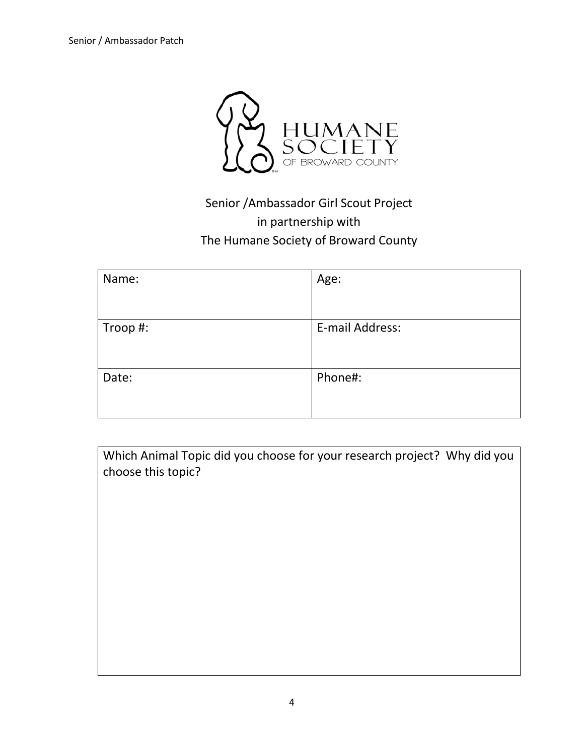HUMANE SOCIETY OF BROWARD COUNTY

Senior /Ambassador Girl Scout Project
in partnership with
The Humane Society of Broward County

| Name: | Age: |
|---|---|
| Troop #: | E-mail Address: |
| Date: | Phone#: |

| Which Animal Topic did you choose for your research project? Why did you choose this topic? |
|---|
| |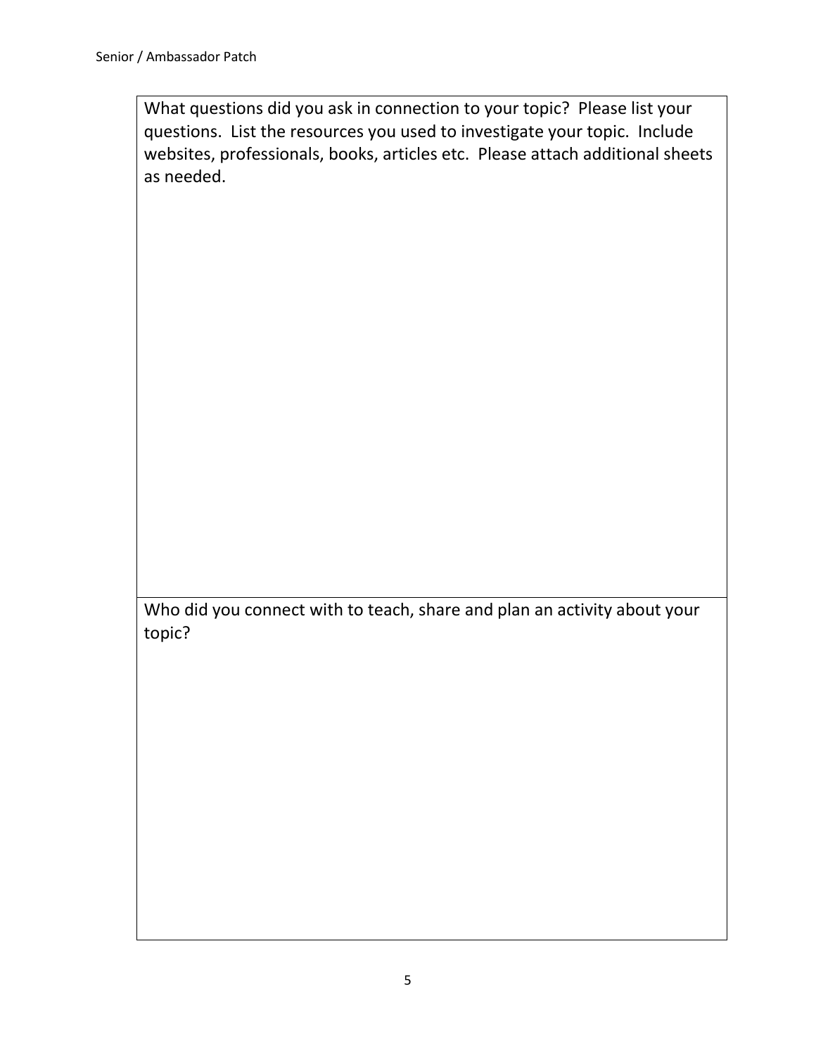What questions did you ask in connection to your topic? Please list your questions. List the resources you used to investigate your topic. Include websites, professionals, books, articles etc. Please attach additional sheets as needed.

Who did you connect with to teach, share and plan an activity about your topic?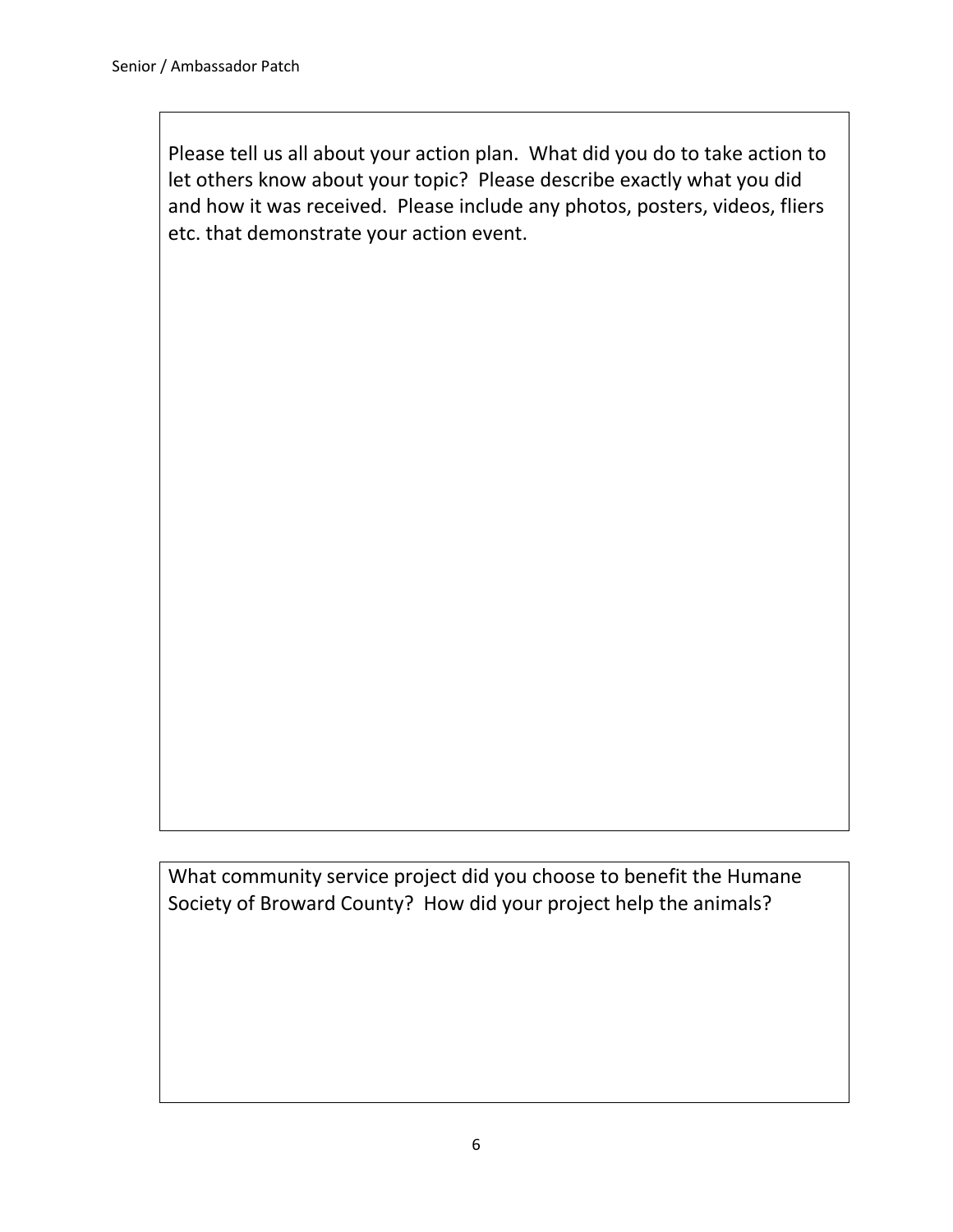Please tell us all about your action plan. What did you do to take action to let others know about your topic? Please describe exactly what you did and how it was received. Please include any photos, posters, videos, fliers etc. that demonstrate your action event.

What community service project did you choose to benefit the Humane Society of Broward County? How did your project help the animals?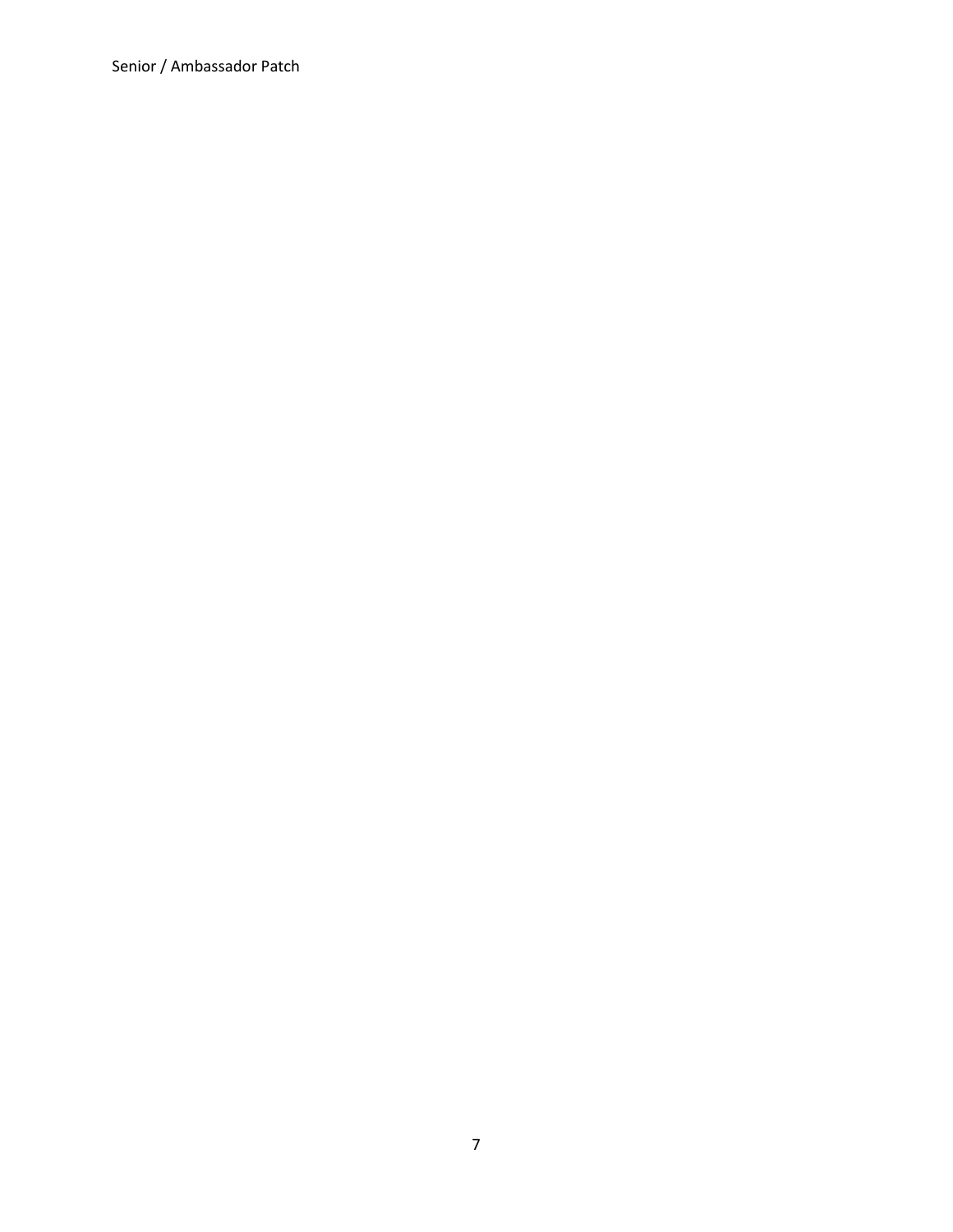Senior / Ambassador Patch